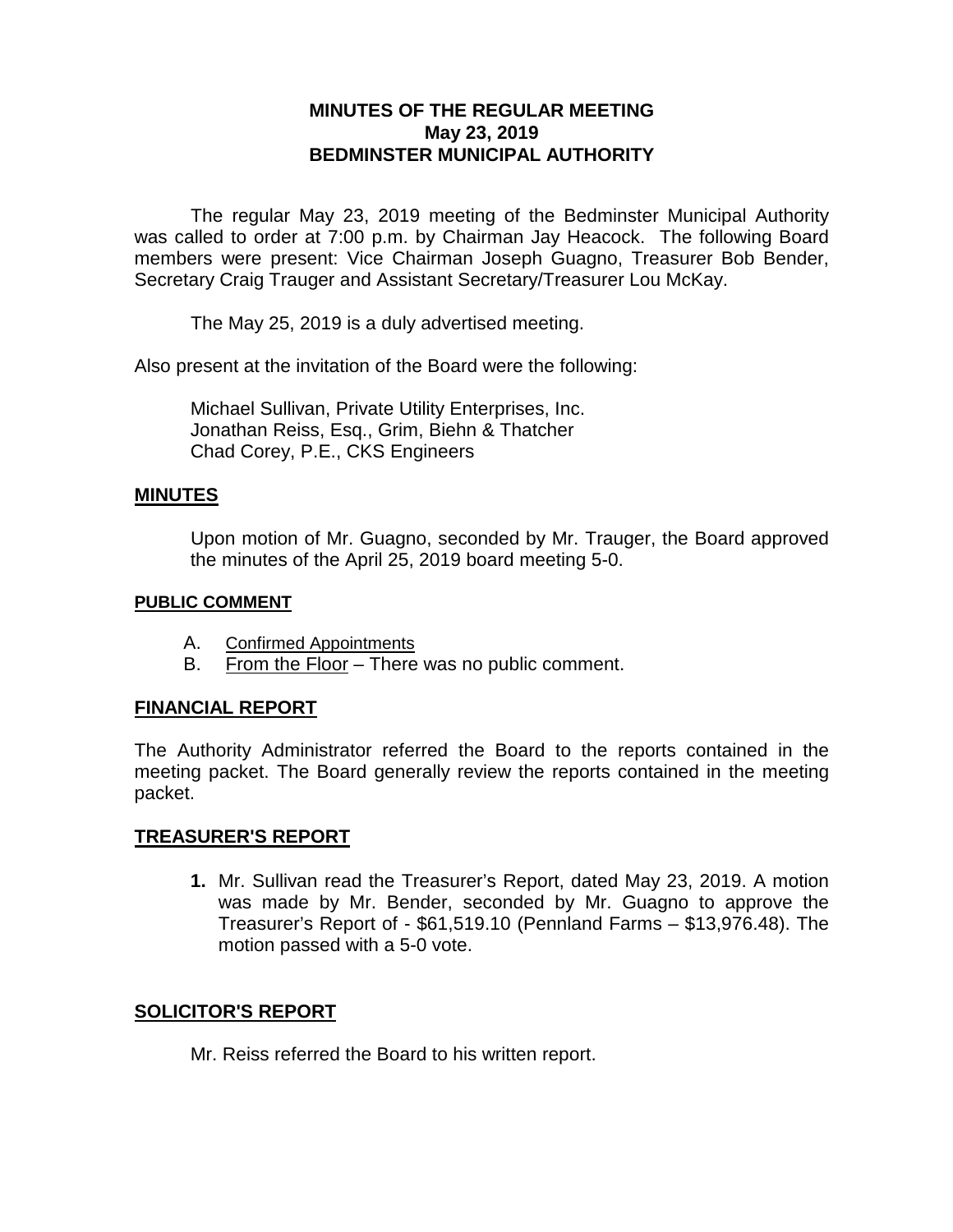# MINUTES OF THE REGULAR MEETING
## May 23, 2019
## BEDMINSTER MUNICIPAL AUTHORITY

The regular May 23, 2019 meeting of the Bedminster Municipal Authority was called to order at 7:00 p.m. by Chairman Jay Heacock. The following Board members were present: Vice Chairman Joseph Guagno, Treasurer Bob Bender, Secretary Craig Trauger and Assistant Secretary/Treasurer Lou McKay.

The May 25, 2019 is a duly advertised meeting.

Also present at the invitation of the Board were the following:

Michael Sullivan, Private Utility Enterprises, Inc.
Jonathan Reiss, Esq., Grim, Biehn & Thatcher
Chad Corey, P.E., CKS Engineers

**MINUTES**

Upon motion of Mr. Guagno, seconded by Mr. Trauger, the Board approved the minutes of the April 25, 2019 board meeting 5-0.

**PUBLIC COMMENT**

A. Confirmed Appointments
B. From the Floor – There was no public comment.

**FINANCIAL REPORT**

The Authority Administrator referred the Board to the reports contained in the meeting packet. The Board generally review the reports contained in the meeting packet.

**TREASURER'S REPORT**

1. Mr. Sullivan read the Treasurer's Report, dated May 23, 2019. A motion was made by Mr. Bender, seconded by Mr. Guagno to approve the Treasurer's Report of - $61,519.10 (Pennland Farms – $13,976.48). The motion passed with a 5-0 vote.

**SOLICITOR'S REPORT**

Mr. Reiss referred the Board to his written report.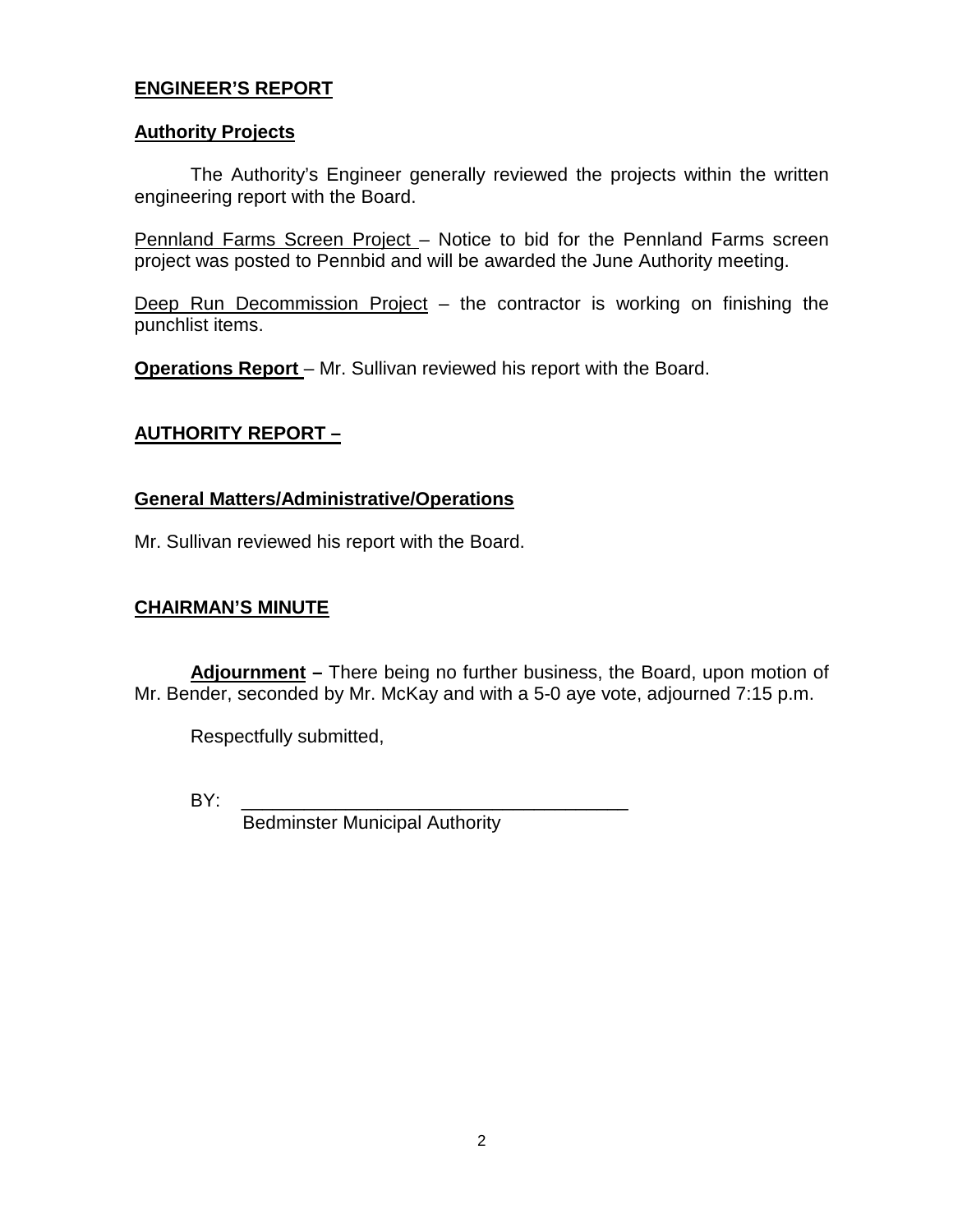**ENGINEER'S REPORT**

**Authority Projects**

The Authority's Engineer generally reviewed the projects within the written engineering report with the Board.

Pennland Farms Screen Project – Notice to bid for the Pennland Farms screen project was posted to Pennbid and will be awarded the June Authority meeting.

Deep Run Decommission Project – the contractor is working on finishing the punchlist items.

**Operations Report** – Mr. Sullivan reviewed his report with the Board.

**AUTHORITY REPORT –**

**General Matters/Administrative/Operations**

Mr. Sullivan reviewed his report with the Board.

**CHAIRMAN'S MINUTE**

**Adjournment –** There being no further business, the Board, upon motion of Mr. Bender, seconded by Mr. McKay and with a 5-0 aye vote, adjourned 7:15 p.m.

Respectfully submitted,

BY: ______________________________________
Bedminster Municipal Authority